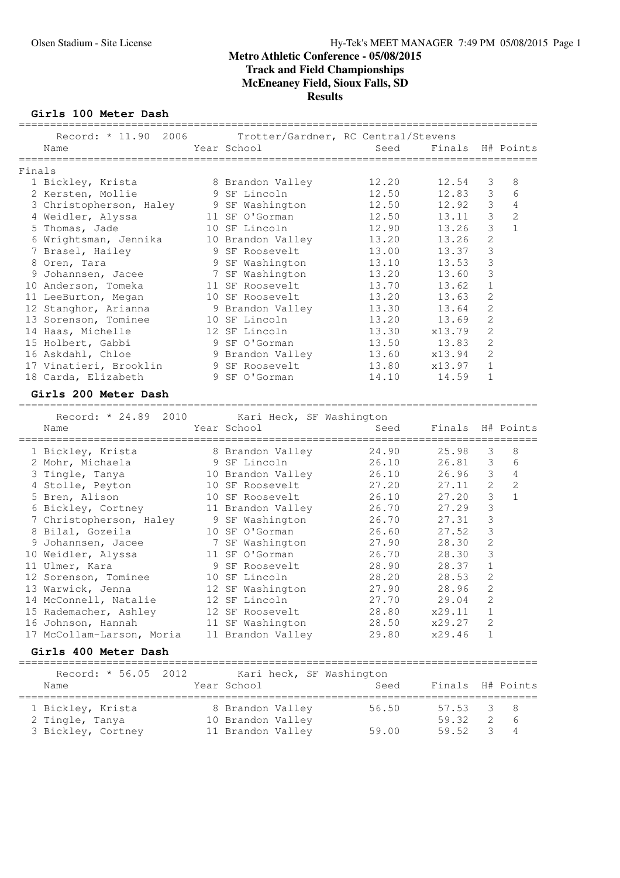# Metro Athletic Conference - 05/08/2015
## Track and Field Championships
## McEneaney Field, Sioux Falls, SD
## Results

### Girls 100 Meter Dash

Record: * 11.90 2006 Trotter/Gardner, RC Central/Stevens

**Finals**

| | Name | Year | School | Seed | Finals | H# | Points |
|---|---|---|---|---|---|---|---|
| 1 | Bickley, Krista | 8 | Brandon Valley | 12.20 | 12.54 | 3 | 8 |
| 2 | Kersten, Mollie | 9 | SF Lincoln | 12.50 | 12.83 | 3 | 6 |
| 3 | Christopherson, Haley | 9 | SF Washington | 12.50 | 12.92 | 3 | 4 |
| 4 | Weidler, Alyssa | 11 | SF O'Gorman | 12.50 | 13.11 | 3 | 2 |
| 5 | Thomas, Jade | 10 | SF Lincoln | 12.90 | 13.26 | 3 | 1 |
| 6 | Wrightsman, Jennika | 10 | Brandon Valley | 13.20 | 13.26 | 2 | |
| 7 | Brasel, Hailey | 9 | SF Roosevelt | 13.00 | 13.37 | 3 | |
| 8 | Oren, Tara | 9 | SF Washington | 13.10 | 13.53 | 3 | |
| 9 | Johannsen, Jacee | 7 | SF Washington | 13.20 | 13.60 | 3 | |
| 10 | Anderson, Tomeka | 11 | SF Roosevelt | 13.70 | 13.62 | 1 | |
| 11 | LeeBurton, Megan | 10 | SF Roosevelt | 13.20 | 13.63 | 2 | |
| 12 | Stanghor, Arianna | 9 | Brandon Valley | 13.30 | 13.64 | 2 | |
| 13 | Sorenson, Tominee | 10 | SF Lincoln | 13.20 | 13.69 | 2 | |
| 14 | Haas, Michelle | 12 | SF Lincoln | 13.30 | x13.79 | 2 | |
| 15 | Holbert, Gabbi | 9 | SF O'Gorman | 13.50 | 13.83 | 2 | |
| 16 | Askdahl, Chloe | 9 | Brandon Valley | 13.60 | x13.94 | 2 | |
| 17 | Vinatieri, Brooklin | 9 | SF Roosevelt | 13.80 | x13.97 | 1 | |
| 18 | Carda, Elizabeth | 9 | SF O'Gorman | 14.10 | 14.59 | 1 | |

### Girls 200 Meter Dash

Record: * 24.89 2010 Kari Heck, SF Washington

| | Name | Year | School | Seed | Finals | H# | Points |
|---|---|---|---|---|---|---|---|
| 1 | Bickley, Krista | 8 | Brandon Valley | 24.90 | 25.98 | 3 | 8 |
| 2 | Mohr, Michaela | 9 | SF Lincoln | 26.10 | 26.81 | 3 | 6 |
| 3 | Tingle, Tanya | 10 | Brandon Valley | 26.10 | 26.96 | 3 | 4 |
| 4 | Stolle, Peyton | 10 | SF Roosevelt | 27.20 | 27.11 | 2 | 2 |
| 5 | Bren, Alison | 10 | SF Roosevelt | 26.10 | 27.20 | 3 | 1 |
| 6 | Bickley, Cortney | 11 | Brandon Valley | 26.70 | 27.29 | 3 | |
| 7 | Christopherson, Haley | 9 | SF Washington | 26.70 | 27.31 | 3 | |
| 8 | Bilal, Gozeila | 10 | SF O'Gorman | 26.60 | 27.52 | 3 | |
| 9 | Johannsen, Jacee | 7 | SF Washington | 27.90 | 28.30 | 2 | |
| 10 | Weidler, Alyssa | 11 | SF O'Gorman | 26.70 | 28.30 | 3 | |
| 11 | Ulmer, Kara | 9 | SF Roosevelt | 28.90 | 28.37 | 1 | |
| 12 | Sorenson, Tominee | 10 | SF Lincoln | 28.20 | 28.53 | 2 | |
| 13 | Warwick, Jenna | 12 | SF Washington | 27.90 | 28.96 | 2 | |
| 14 | McConnell, Natalie | 12 | SF Lincoln | 27.70 | 29.04 | 2 | |
| 15 | Rademacher, Ashley | 12 | SF Roosevelt | 28.80 | x29.11 | 1 | |
| 16 | Johnson, Hannah | 11 | SF Washington | 28.50 | x29.27 | 2 | |
| 17 | McCollam-Larson, Moria | 11 | Brandon Valley | 29.80 | x29.46 | 1 | |

### Girls 400 Meter Dash

Record: * 56.05 2012 Kari heck, SF Washington

| | Name | Year | School | Seed | Finals | H# | Points |
|---|---|---|---|---|---|---|---|
| 1 | Bickley, Krista | 8 | Brandon Valley | 56.50 | 57.53 | 3 | 8 |
| 2 | Tingle, Tanya | 10 | Brandon Valley | | 59.32 | 2 | 6 |
| 3 | Bickley, Cortney | 11 | Brandon Valley | 59.00 | 59.52 | 3 | 4 |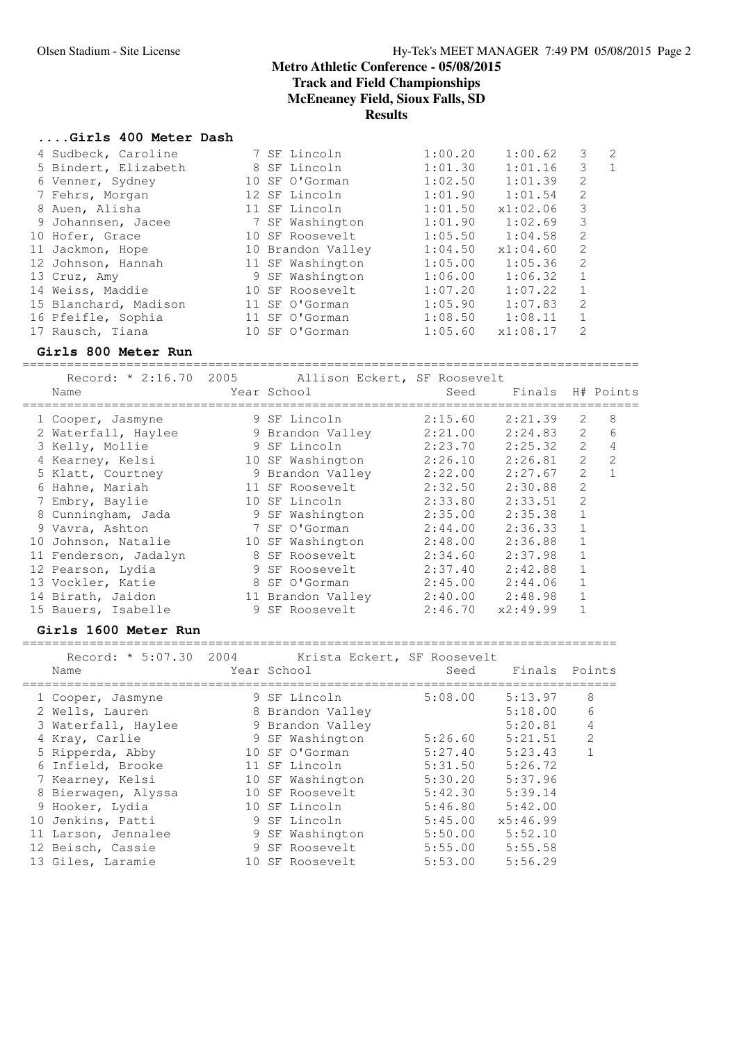# Metro Athletic Conference - 05/08/2015
## Track and Field Championships
## McEneaney Field, Sioux Falls, SD
## Results

### ....Girls 400 Meter Dash

| Place | Name | Year | School | Seed | Finals | H# | Points |
|---|---|---|---|---|---|---|---|
| 4 | Sudbeck, Caroline | 7 | SF Lincoln | 1:00.20 | 1:00.62 | 3 | 2 |
| 5 | Bindert, Elizabeth | 8 | SF Lincoln | 1:01.30 | 1:01.16 | 3 | 1 |
| 6 | Venner, Sydney | 10 | SF O'Gorman | 1:02.50 | 1:01.39 | 2 | |
| 7 | Fehrs, Morgan | 12 | SF Lincoln | 1:01.90 | 1:01.54 | 2 | |
| 8 | Auen, Alisha | 11 | SF Lincoln | 1:01.50 | x1:02.06 | 3 | |
| 9 | Johannsen, Jacee | 7 | SF Washington | 1:01.90 | 1:02.69 | 3 | |
| 10 | Hofer, Grace | 10 | SF Roosevelt | 1:05.50 | 1:04.58 | 2 | |
| 11 | Jackmon, Hope | 10 | Brandon Valley | 1:04.50 | x1:04.60 | 2 | |
| 12 | Johnson, Hannah | 11 | SF Washington | 1:05.00 | 1:05.36 | 2 | |
| 13 | Cruz, Amy | 9 | SF Washington | 1:06.00 | 1:06.32 | 1 | |
| 14 | Weiss, Maddie | 10 | SF Roosevelt | 1:07.20 | 1:07.22 | 1 | |
| 15 | Blanchard, Madison | 11 | SF O'Gorman | 1:05.90 | 1:07.83 | 2 | |
| 16 | Pfeifle, Sophia | 11 | SF O'Gorman | 1:08.50 | 1:08.11 | 1 | |
| 17 | Rausch, Tiana | 10 | SF O'Gorman | 1:05.60 | x1:08.17 | 2 | |

### Girls 800 Meter Run

Record: * 2:16.70 2005 Allison Eckert, SF Roosevelt

| Place | Name | Year | School | Seed | Finals | H# | Points |
|---|---|---|---|---|---|---|---|
| 1 | Cooper, Jasmyne | 9 | SF Lincoln | 2:15.60 | 2:21.39 | 2 | 8 |
| 2 | Waterfall, Haylee | 9 | Brandon Valley | 2:21.00 | 2:24.83 | 2 | 6 |
| 3 | Kelly, Mollie | 9 | SF Lincoln | 2:23.70 | 2:25.32 | 2 | 4 |
| 4 | Kearney, Kelsi | 10 | SF Washington | 2:26.10 | 2:26.81 | 2 | 2 |
| 5 | Klatt, Courtney | 9 | Brandon Valley | 2:22.00 | 2:27.67 | 2 | 1 |
| 6 | Hahne, Mariah | 11 | SF Roosevelt | 2:32.50 | 2:30.88 | 2 | |
| 7 | Embry, Baylie | 10 | SF Lincoln | 2:33.80 | 2:33.51 | 2 | |
| 8 | Cunningham, Jada | 9 | SF Washington | 2:35.00 | 2:35.38 | 1 | |
| 9 | Vavra, Ashton | 7 | SF O'Gorman | 2:44.00 | 2:36.33 | 1 | |
| 10 | Johnson, Natalie | 10 | SF Washington | 2:48.00 | 2:36.88 | 1 | |
| 11 | Fenderson, Jadalyn | 8 | SF Roosevelt | 2:34.60 | 2:37.98 | 1 | |
| 12 | Pearson, Lydia | 9 | SF Roosevelt | 2:37.40 | 2:42.88 | 1 | |
| 13 | Vockler, Katie | 8 | SF O'Gorman | 2:45.00 | 2:44.06 | 1 | |
| 14 | Birath, Jaidon | 11 | Brandon Valley | 2:40.00 | 2:48.98 | 1 | |
| 15 | Bauers, Isabelle | 9 | SF Roosevelt | 2:46.70 | x2:49.99 | 1 | |

### Girls 1600 Meter Run

Record: * 5:07.30 2004 Krista Eckert, SF Roosevelt

| Place | Name | Year | School | Seed | Finals | Points |
|---|---|---|---|---|---|---|
| 1 | Cooper, Jasmyne | 9 | SF Lincoln | 5:08.00 | 5:13.97 | 8 |
| 2 | Wells, Lauren | 8 | Brandon Valley | | 5:18.00 | 6 |
| 3 | Waterfall, Haylee | 9 | Brandon Valley | | 5:20.81 | 4 |
| 4 | Kray, Carlie | 9 | SF Washington | 5:26.60 | 5:21.51 | 2 |
| 5 | Ripperda, Abby | 10 | SF O'Gorman | 5:27.40 | 5:23.43 | 1 |
| 6 | Infield, Brooke | 11 | SF Lincoln | 5:31.50 | 5:26.72 | |
| 7 | Kearney, Kelsi | 10 | SF Washington | 5:30.20 | 5:37.96 | |
| 8 | Bierwagen, Alyssa | 10 | SF Roosevelt | 5:42.30 | 5:39.14 | |
| 9 | Hooker, Lydia | 10 | SF Lincoln | 5:46.80 | 5:42.00 | |
| 10 | Jenkins, Patti | 9 | SF Lincoln | 5:45.00 | x5:46.99 | |
| 11 | Larson, Jennalee | 9 | SF Washington | 5:50.00 | 5:52.10 | |
| 12 | Beisch, Cassie | 9 | SF Roosevelt | 5:55.00 | 5:55.58 | |
| 13 | Giles, Laramie | 10 | SF Roosevelt | 5:53.00 | 5:56.29 | |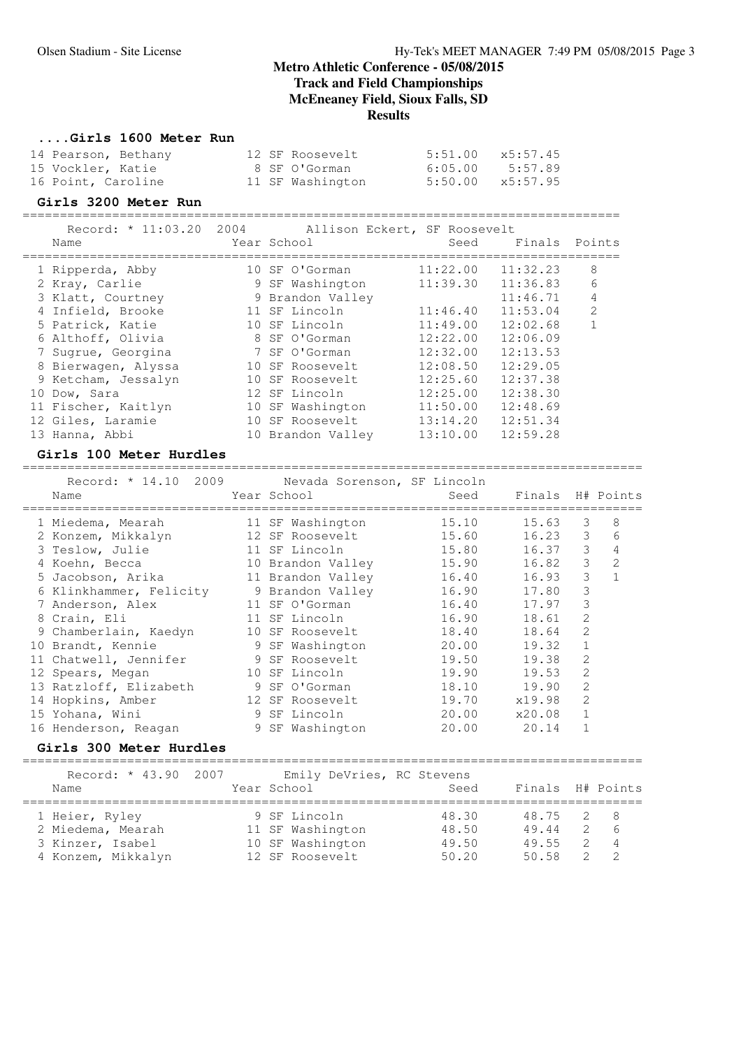# Metro Athletic Conference - 05/08/2015
## Track and Field Championships
## McEneaney Field, Sioux Falls, SD
## Results

### ....Girls 1600 Meter Run

| Place | Name | Year | School | Seed | Finals |
|---|---|---|---|---|---|
| 14 | Pearson, Bethany | 12 | SF Roosevelt | 5:51.00 | x5:57.45 |
| 15 | Vockler, Katie | 8 | SF O'Gorman | 6:05.00 | 5:57.89 |
| 16 | Point, Caroline | 11 | SF Washington | 5:50.00 | x5:57.95 |

### Girls 3200 Meter Run

Record: * 11:03.20 2004 Allison Eckert, SF Roosevelt

| Place | Name | Year | School | Seed | Finals | Points |
|---|---|---|---|---|---|---|
| 1 | Ripperda, Abby | 10 | SF O'Gorman | 11:22.00 | 11:32.23 | 8 |
| 2 | Kray, Carlie | 9 | SF Washington | 11:39.30 | 11:36.83 | 6 |
| 3 | Klatt, Courtney | 9 | Brandon Valley | | 11:46.71 | 4 |
| 4 | Infield, Brooke | 11 | SF Lincoln | 11:46.40 | 11:53.04 | 2 |
| 5 | Patrick, Katie | 10 | SF Lincoln | 11:49.00 | 12:02.68 | 1 |
| 6 | Althoff, Olivia | 8 | SF O'Gorman | 12:22.00 | 12:06.09 | |
| 7 | Sugrue, Georgina | 7 | SF O'Gorman | 12:32.00 | 12:13.53 | |
| 8 | Bierwagen, Alyssa | 10 | SF Roosevelt | 12:08.50 | 12:29.05 | |
| 9 | Ketcham, Jessalyn | 10 | SF Roosevelt | 12:25.60 | 12:37.38 | |
| 10 | Dow, Sara | 12 | SF Lincoln | 12:25.00 | 12:38.30 | |
| 11 | Fischer, Kaitlyn | 10 | SF Washington | 11:50.00 | 12:48.69 | |
| 12 | Giles, Laramie | 10 | SF Roosevelt | 13:14.20 | 12:51.34 | |
| 13 | Hanna, Abbi | 10 | Brandon Valley | 13:10.00 | 12:59.28 | |

### Girls 100 Meter Hurdles

Record: * 14.10 2009 Nevada Sorenson, SF Lincoln

| Place | Name | Year | School | Seed | Finals | H# | Points |
|---|---|---|---|---|---|---|---|
| 1 | Miedema, Mearah | 11 | SF Washington | 15.10 | 15.63 | 3 | 8 |
| 2 | Konzem, Mikkalyn | 12 | SF Roosevelt | 15.60 | 16.23 | 3 | 6 |
| 3 | Teslow, Julie | 11 | SF Lincoln | 15.80 | 16.37 | 3 | 4 |
| 4 | Koehn, Becca | 10 | Brandon Valley | 15.90 | 16.82 | 3 | 2 |
| 5 | Jacobson, Arika | 11 | Brandon Valley | 16.40 | 16.93 | 3 | 1 |
| 6 | Klinkhammer, Felicity | 9 | Brandon Valley | 16.90 | 17.80 | 3 | |
| 7 | Anderson, Alex | 11 | SF O'Gorman | 16.40 | 17.97 | 3 | |
| 8 | Crain, Eli | 11 | SF Lincoln | 16.90 | 18.61 | 2 | |
| 9 | Chamberlain, Kaedyn | 10 | SF Roosevelt | 18.40 | 18.64 | 2 | |
| 10 | Brandt, Kennie | 9 | SF Washington | 20.00 | 19.32 | 1 | |
| 11 | Chatwell, Jennifer | 9 | SF Roosevelt | 19.50 | 19.38 | 2 | |
| 12 | Spears, Megan | 10 | SF Lincoln | 19.90 | 19.53 | 2 | |
| 13 | Ratzloff, Elizabeth | 9 | SF O'Gorman | 18.10 | 19.90 | 2 | |
| 14 | Hopkins, Amber | 12 | SF Roosevelt | 19.70 | x19.98 | 2 | |
| 15 | Yohana, Wini | 9 | SF Lincoln | 20.00 | x20.08 | 1 | |
| 16 | Henderson, Reagan | 9 | SF Washington | 20.00 | 20.14 | 1 | |

### Girls 300 Meter Hurdles

Record: * 43.90 2007 Emily DeVries, RC Stevens

| Place | Name | Year | School | Seed | Finals | H# | Points |
|---|---|---|---|---|---|---|---|
| 1 | Heier, Ryley | 9 | SF Lincoln | 48.30 | 48.75 | 2 | 8 |
| 2 | Miedema, Mearah | 11 | SF Washington | 48.50 | 49.44 | 2 | 6 |
| 3 | Kinzer, Isabel | 10 | SF Washington | 49.50 | 49.55 | 2 | 4 |
| 4 | Konzem, Mikkalyn | 12 | SF Roosevelt | 50.20 | 50.58 | 2 | 2 |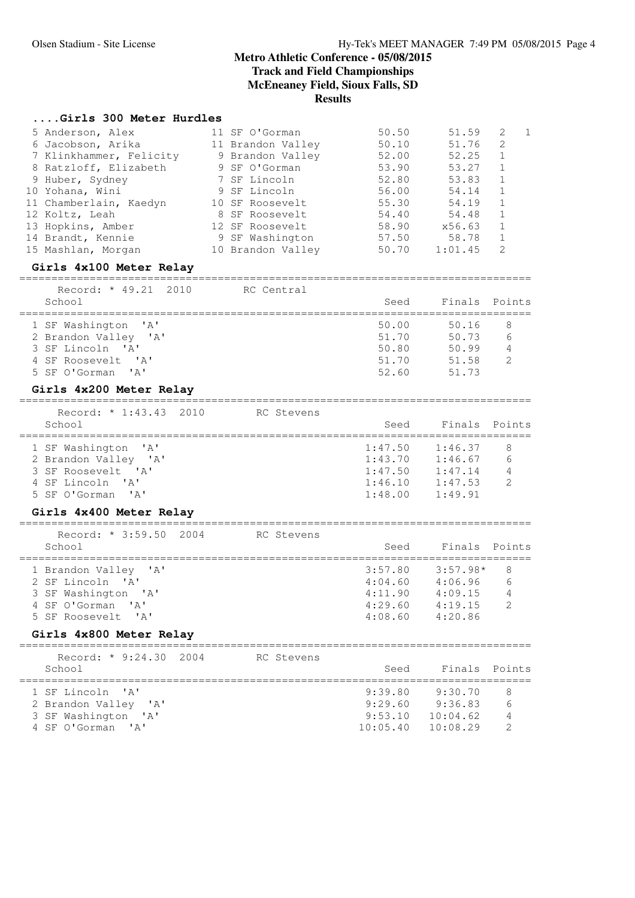# Metro Athletic Conference - 05/08/2015
## Track and Field Championships
## McEneaney Field, Sioux Falls, SD
## Results

### ....Girls 300 Meter Hurdles

| Place | Name | Yr | School | Seed | Finals | H# | Points |
|---|---|---|---|---|---|---|---|
| 5 | Anderson, Alex | 11 | SF O'Gorman | 50.50 | 51.59 | 2 | 1 |
| 6 | Jacobson, Arika | 11 | Brandon Valley | 50.10 | 51.76 | 2 | |
| 7 | Klinkhammer, Felicity | 9 | Brandon Valley | 52.00 | 52.25 | 1 | |
| 8 | Ratzloff, Elizabeth | 9 | SF O'Gorman | 53.90 | 53.27 | 1 | |
| 9 | Huber, Sydney | 7 | SF Lincoln | 52.80 | 53.83 | 1 | |
| 10 | Yohana, Wini | 9 | SF Lincoln | 56.00 | 54.14 | 1 | |
| 11 | Chamberlain, Kaedyn | 10 | SF Roosevelt | 55.30 | 54.19 | 1 | |
| 12 | Koltz, Leah | 8 | SF Roosevelt | 54.40 | 54.48 | 1 | |
| 13 | Hopkins, Amber | 12 | SF Roosevelt | 58.90 | x56.63 | 1 | |
| 14 | Brandt, Kennie | 9 | SF Washington | 57.50 | 58.78 | 1 | |
| 15 | Mashlan, Morgan | 10 | Brandon Valley | 50.70 | 1:01.45 | 2 | |

### Girls 4x100 Meter Relay

Record: * 49.21 2010 RC Central

| Place | School | Seed | Finals | Points |
|---|---|---|---|---|
| 1 | SF Washington 'A' | 50.00 | 50.16 | 8 |
| 2 | Brandon Valley 'A' | 51.70 | 50.73 | 6 |
| 3 | SF Lincoln 'A' | 50.80 | 50.99 | 4 |
| 4 | SF Roosevelt 'A' | 51.70 | 51.58 | 2 |
| 5 | SF O'Gorman 'A' | 52.60 | 51.73 | |

### Girls 4x200 Meter Relay

Record: * 1:43.43 2010 RC Stevens

| Place | School | Seed | Finals | Points |
|---|---|---|---|---|
| 1 | SF Washington 'A' | 1:47.50 | 1:46.37 | 8 |
| 2 | Brandon Valley 'A' | 1:43.70 | 1:46.67 | 6 |
| 3 | SF Roosevelt 'A' | 1:47.50 | 1:47.14 | 4 |
| 4 | SF Lincoln 'A' | 1:46.10 | 1:47.53 | 2 |
| 5 | SF O'Gorman 'A' | 1:48.00 | 1:49.91 | |

### Girls 4x400 Meter Relay

Record: * 3:59.50 2004 RC Stevens

| Place | School | Seed | Finals | Points |
|---|---|---|---|---|
| 1 | Brandon Valley 'A' | 3:57.80 | 3:57.98* | 8 |
| 2 | SF Lincoln 'A' | 4:04.60 | 4:06.96 | 6 |
| 3 | SF Washington 'A' | 4:11.90 | 4:09.15 | 4 |
| 4 | SF O'Gorman 'A' | 4:29.60 | 4:19.15 | 2 |
| 5 | SF Roosevelt 'A' | 4:08.60 | 4:20.86 | |

### Girls 4x800 Meter Relay

Record: * 9:24.30 2004 RC Stevens

| Place | School | Seed | Finals | Points |
|---|---|---|---|---|
| 1 | SF Lincoln 'A' | 9:39.80 | 9:30.70 | 8 |
| 2 | Brandon Valley 'A' | 9:29.60 | 9:36.83 | 6 |
| 3 | SF Washington 'A' | 9:53.10 | 10:04.62 | 4 |
| 4 | SF O'Gorman 'A' | 10:05.40 | 10:08.29 | 2 |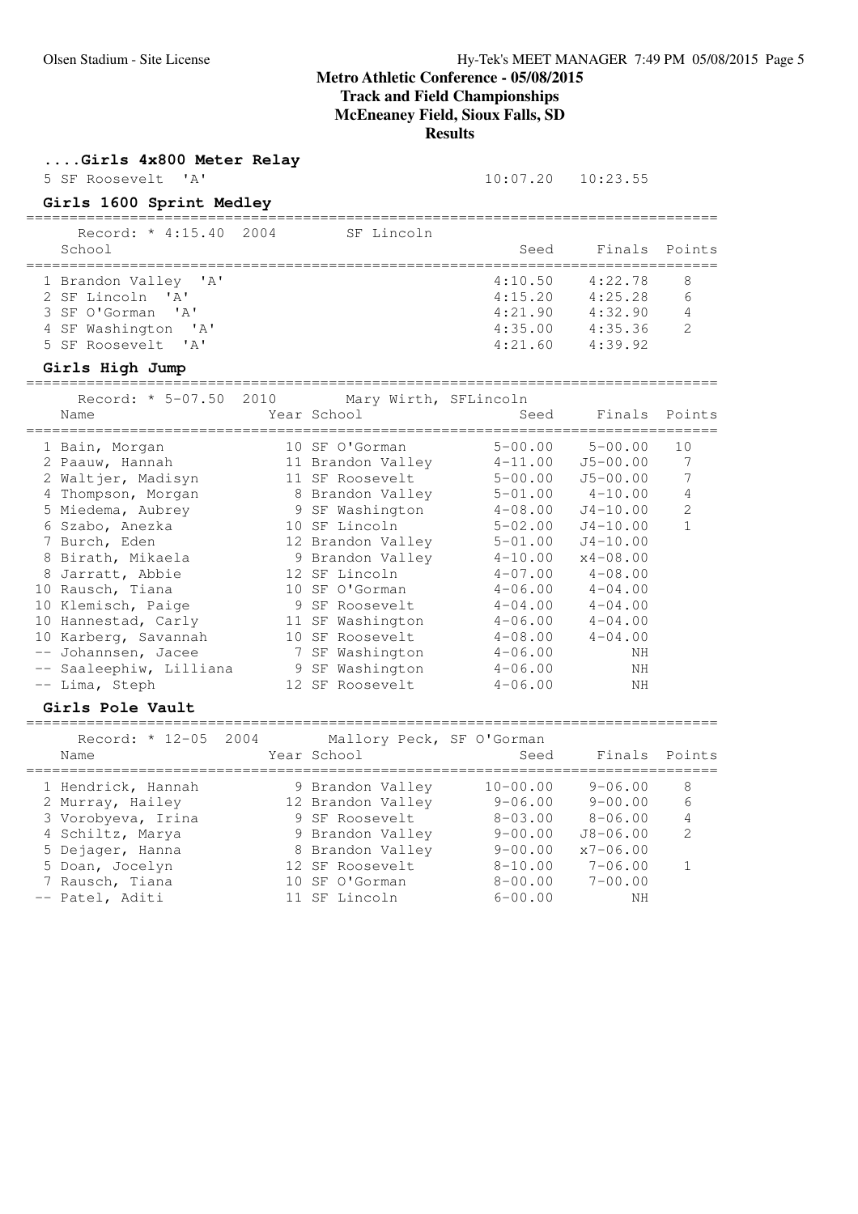# Metro Athletic Conference - 05/08/2015
## Track and Field Championships
## McEneaney Field, Sioux Falls, SD
## Results

### ....Girls 4x800 Meter Relay

| School | Seed | Finals |
|---|---|---|
| 5 SF Roosevelt 'A' | 10:07.20 | 10:23.55 |

### Girls 1600 Sprint Medley

Record: * 4:15.40 2004 SF Lincoln

| School | Seed | Finals | Points |
|---|---|---|---|
| 1 Brandon Valley 'A' | 4:10.50 | 4:22.78 | 8 |
| 2 SF Lincoln 'A' | 4:15.20 | 4:25.28 | 6 |
| 3 SF O'Gorman 'A' | 4:21.90 | 4:32.90 | 4 |
| 4 SF Washington 'A' | 4:35.00 | 4:35.36 | 2 |
| 5 SF Roosevelt 'A' | 4:21.60 | 4:39.92 | |

### Girls High Jump

Record: * 5-07.50 2010 Mary Wirth, SFLincoln

| Name | Year | School | Seed | Finals | Points |
|---|---|---|---|---|---|
| 1 Bain, Morgan | 10 | SF O'Gorman | 5-00.00 | 5-00.00 | 10 |
| 2 Paauw, Hannah | 11 | Brandon Valley | 4-11.00 | J5-00.00 | 7 |
| 2 Waltjer, Madisyn | 11 | SF Roosevelt | 5-00.00 | J5-00.00 | 7 |
| 4 Thompson, Morgan | 8 | Brandon Valley | 5-01.00 | 4-10.00 | 4 |
| 5 Miedema, Aubrey | 9 | SF Washington | 4-08.00 | J4-10.00 | 2 |
| 6 Szabo, Anezka | 10 | SF Lincoln | 5-02.00 | J4-10.00 | 1 |
| 7 Burch, Eden | 12 | Brandon Valley | 5-01.00 | J4-10.00 | |
| 8 Birath, Mikaela | 9 | Brandon Valley | 4-10.00 | x4-08.00 | |
| 8 Jarratt, Abbie | 12 | SF Lincoln | 4-07.00 | 4-08.00 | |
| 10 Rausch, Tiana | 10 | SF O'Gorman | 4-06.00 | 4-04.00 | |
| 10 Klemisch, Paige | 9 | SF Roosevelt | 4-04.00 | 4-04.00 | |
| 10 Hannestad, Carly | 11 | SF Washington | 4-06.00 | 4-04.00 | |
| 10 Karberg, Savannah | 10 | SF Roosevelt | 4-08.00 | 4-04.00 | |
| -- Johannsen, Jacee | 7 | SF Washington | 4-06.00 | NH | |
| -- Saaleephiw, Lilliana | 9 | SF Washington | 4-06.00 | NH | |
| -- Lima, Steph | 12 | SF Roosevelt | 4-06.00 | NH | |

### Girls Pole Vault

Record: * 12-05 2004 Mallory Peck, SF O'Gorman

| Name | Year | School | Seed | Finals | Points |
|---|---|---|---|---|---|
| 1 Hendrick, Hannah | 9 | Brandon Valley | 10-00.00 | 9-06.00 | 8 |
| 2 Murray, Hailey | 12 | Brandon Valley | 9-06.00 | 9-00.00 | 6 |
| 3 Vorobyeva, Irina | 9 | SF Roosevelt | 8-03.00 | 8-06.00 | 4 |
| 4 Schiltz, Marya | 9 | Brandon Valley | 9-00.00 | J8-06.00 | 2 |
| 5 Dejager, Hanna | 8 | Brandon Valley | 9-00.00 | x7-06.00 | |
| 5 Doan, Jocelyn | 12 | SF Roosevelt | 8-10.00 | 7-06.00 | 1 |
| 7 Rausch, Tiana | 10 | SF O'Gorman | 8-00.00 | 7-00.00 | |
| -- Patel, Aditi | 11 | SF Lincoln | 6-00.00 | NH | |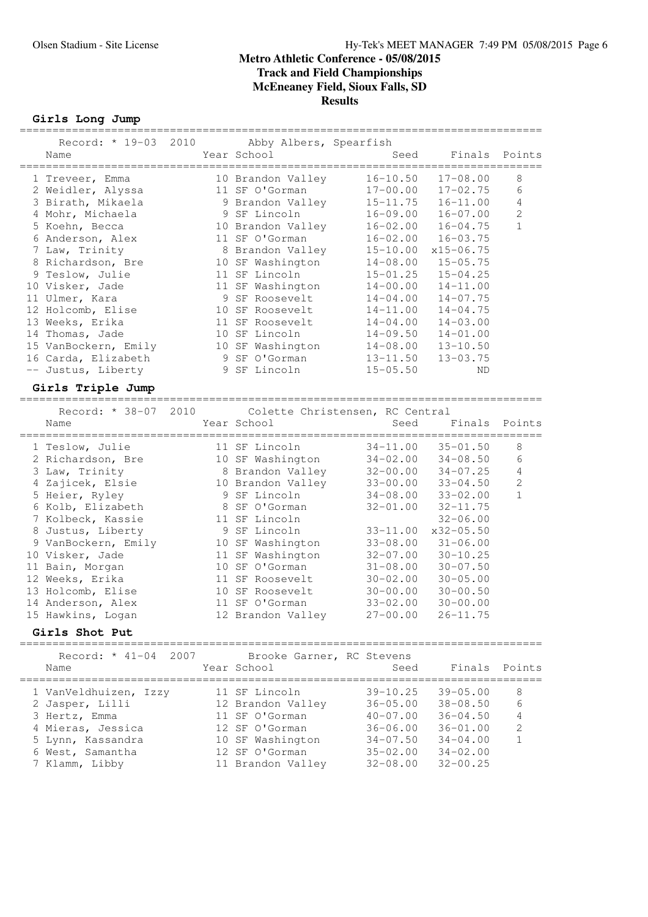## Metro Athletic Conference - 05/08/2015
## Track and Field Championships
## McEneaney Field, Sioux Falls, SD
## Results

### Girls Long Jump

Record: * 19-03 2010 Abby Albers, Spearfish

| Place | Name | Year | School | Seed | Finals | Points |
|---|---|---|---|---|---|---|
| 1 | Treveer, Emma | 10 | Brandon Valley | 16-10.50 | 17-08.00 | 8 |
| 2 | Weidler, Alyssa | 11 | SF O'Gorman | 17-00.00 | 17-02.75 | 6 |
| 3 | Birath, Mikaela | 9 | Brandon Valley | 15-11.75 | 16-11.00 | 4 |
| 4 | Mohr, Michaela | 9 | SF Lincoln | 16-09.00 | 16-07.00 | 2 |
| 5 | Koehn, Becca | 10 | Brandon Valley | 16-02.00 | 16-04.75 | 1 |
| 6 | Anderson, Alex | 11 | SF O'Gorman | 16-02.00 | 16-03.75 | |
| 7 | Law, Trinity | 8 | Brandon Valley | 15-10.00 | x15-06.75 | |
| 8 | Richardson, Bre | 10 | SF Washington | 14-08.00 | 15-05.75 | |
| 9 | Teslow, Julie | 11 | SF Lincoln | 15-01.25 | 15-04.25 | |
| 10 | Visker, Jade | 11 | SF Washington | 14-00.00 | 14-11.00 | |
| 11 | Ulmer, Kara | 9 | SF Roosevelt | 14-04.00 | 14-07.75 | |
| 12 | Holcomb, Elise | 10 | SF Roosevelt | 14-11.00 | 14-04.75 | |
| 13 | Weeks, Erika | 11 | SF Roosevelt | 14-04.00 | 14-03.00 | |
| 14 | Thomas, Jade | 10 | SF Lincoln | 14-09.50 | 14-01.00 | |
| 15 | VanBockern, Emily | 10 | SF Washington | 14-08.00 | 13-10.50 | |
| 16 | Carda, Elizabeth | 9 | SF O'Gorman | 13-11.50 | 13-03.75 | |
| -- | Justus, Liberty | 9 | SF Lincoln | 15-05.50 | ND | |

### Girls Triple Jump

Record: * 38-07 2010 Colette Christensen, RC Central

| Place | Name | Year | School | Seed | Finals | Points |
|---|---|---|---|---|---|---|
| 1 | Teslow, Julie | 11 | SF Lincoln | 34-11.00 | 35-01.50 | 8 |
| 2 | Richardson, Bre | 10 | SF Washington | 34-02.00 | 34-08.50 | 6 |
| 3 | Law, Trinity | 8 | Brandon Valley | 32-00.00 | 34-07.25 | 4 |
| 4 | Zajicek, Elsie | 10 | Brandon Valley | 33-00.00 | 33-04.50 | 2 |
| 5 | Heier, Ryley | 9 | SF Lincoln | 34-08.00 | 33-02.00 | 1 |
| 6 | Kolb, Elizabeth | 8 | SF O'Gorman | 32-01.00 | 32-11.75 | |
| 7 | Kolbeck, Kassie | 11 | SF Lincoln | | 32-06.00 | |
| 8 | Justus, Liberty | 9 | SF Lincoln | 33-11.00 | x32-05.50 | |
| 9 | VanBockern, Emily | 10 | SF Washington | 33-08.00 | 31-06.00 | |
| 10 | Visker, Jade | 11 | SF Washington | 32-07.00 | 30-10.25 | |
| 11 | Bain, Morgan | 10 | SF O'Gorman | 31-08.00 | 30-07.50 | |
| 12 | Weeks, Erika | 11 | SF Roosevelt | 30-02.00 | 30-05.00 | |
| 13 | Holcomb, Elise | 10 | SF Roosevelt | 30-00.00 | 30-00.50 | |
| 14 | Anderson, Alex | 11 | SF O'Gorman | 33-02.00 | 30-00.00 | |
| 15 | Hawkins, Logan | 12 | Brandon Valley | 27-00.00 | 26-11.75 | |

### Girls Shot Put

Record: * 41-04 2007 Brooke Garner, RC Stevens

| Place | Name | Year | School | Seed | Finals | Points |
|---|---|---|---|---|---|---|
| 1 | VanVeldhuizen, Izzy | 11 | SF Lincoln | 39-10.25 | 39-05.00 | 8 |
| 2 | Jasper, Lilli | 12 | Brandon Valley | 36-05.00 | 38-08.50 | 6 |
| 3 | Hertz, Emma | 11 | SF O'Gorman | 40-07.00 | 36-04.50 | 4 |
| 4 | Mieras, Jessica | 12 | SF O'Gorman | 36-06.00 | 36-01.00 | 2 |
| 5 | Lynn, Kassandra | 10 | SF Washington | 34-07.50 | 34-04.00 | 1 |
| 6 | West, Samantha | 12 | SF O'Gorman | 35-02.00 | 34-02.00 | |
| 7 | Klamm, Libby | 11 | Brandon Valley | 32-08.00 | 32-00.25 | |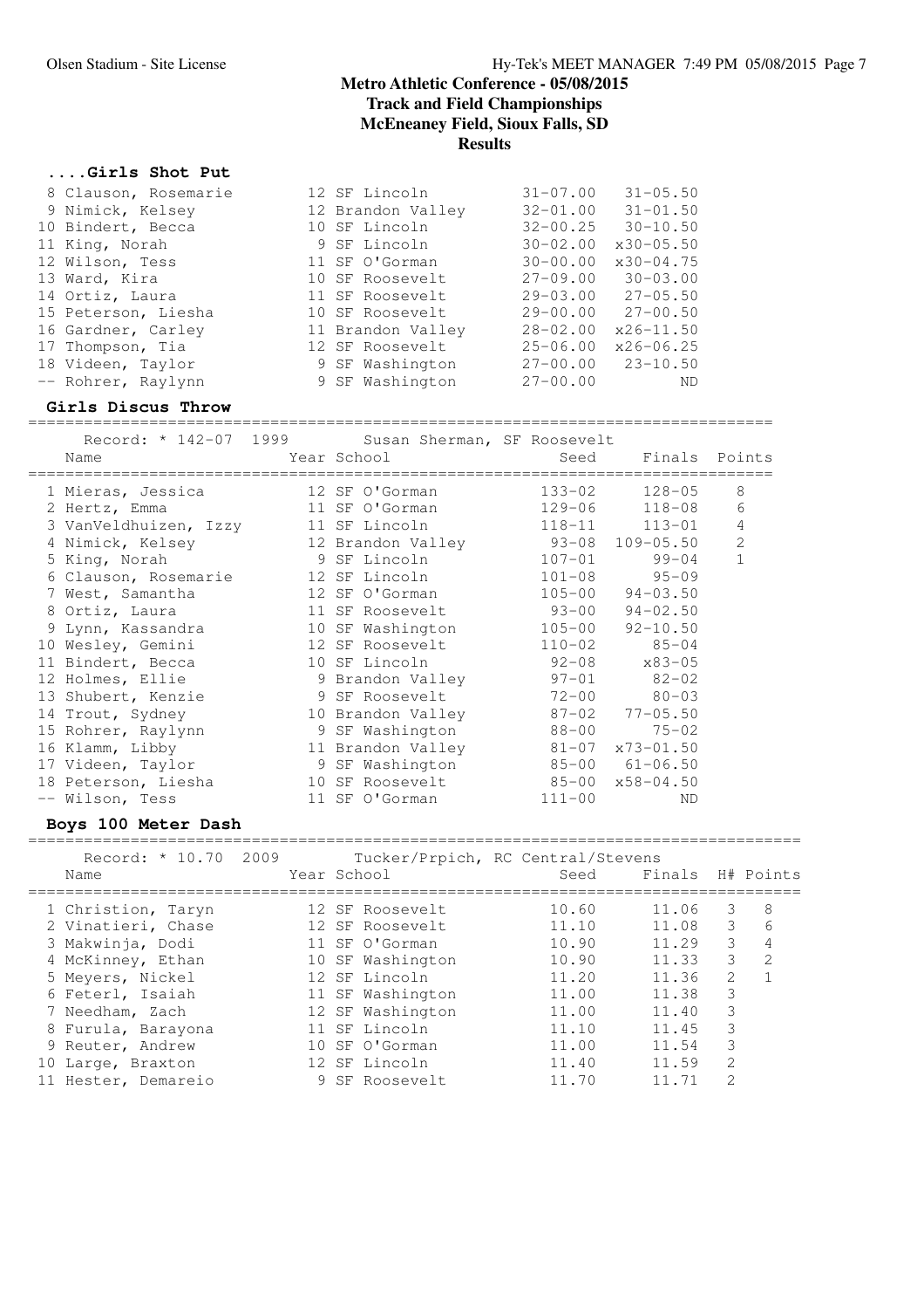# Metro Athletic Conference - 05/08/2015
## Track and Field Championships
## McEneaney Field, Sioux Falls, SD
## Results

### ....Girls Shot Put

| Place | Name | Year | School | Seed | Finals |
|---|---|---|---|---|---|
| 8 | Clauson, Rosemarie | 12 | SF Lincoln | 31-07.00 | 31-05.50 |
| 9 | Nimick, Kelsey | 12 | Brandon Valley | 32-01.00 | 31-01.50 |
| 10 | Bindert, Becca | 10 | SF Lincoln | 32-00.25 | 30-10.50 |
| 11 | King, Norah | 9 | SF Lincoln | 30-02.00 | x30-05.50 |
| 12 | Wilson, Tess | 11 | SF O'Gorman | 30-00.00 | x30-04.75 |
| 13 | Ward, Kira | 10 | SF Roosevelt | 27-09.00 | 30-03.00 |
| 14 | Ortiz, Laura | 11 | SF Roosevelt | 29-03.00 | 27-05.50 |
| 15 | Peterson, Liesha | 10 | SF Roosevelt | 29-00.00 | 27-00.50 |
| 16 | Gardner, Carley | 11 | Brandon Valley | 28-02.00 | x26-11.50 |
| 17 | Thompson, Tia | 12 | SF Roosevelt | 25-06.00 | x26-06.25 |
| 18 | Videen, Taylor | 9 | SF Washington | 27-00.00 | 23-10.50 |
| -- | Rohrer, Raylynn | 9 | SF Washington | 27-00.00 | ND |

### Girls Discus Throw

Record: * 142-07 1999 Susan Sherman, SF Roosevelt

| Place | Name | Year | School | Seed | Finals | Points |
|---|---|---|---|---|---|---|
| 1 | Mieras, Jessica | 12 | SF O'Gorman | 133-02 | 128-05 | 8 |
| 2 | Hertz, Emma | 11 | SF O'Gorman | 129-06 | 118-08 | 6 |
| 3 | VanVeldhuizen, Izzy | 11 | SF Lincoln | 118-11 | 113-01 | 4 |
| 4 | Nimick, Kelsey | 12 | Brandon Valley | 93-08 | 109-05.50 | 2 |
| 5 | King, Norah | 9 | SF Lincoln | 107-01 | 99-04 | 1 |
| 6 | Clauson, Rosemarie | 12 | SF Lincoln | 101-08 | 95-09 | |
| 7 | West, Samantha | 12 | SF O'Gorman | 105-00 | 94-03.50 | |
| 8 | Ortiz, Laura | 11 | SF Roosevelt | 93-00 | 94-02.50 | |
| 9 | Lynn, Kassandra | 10 | SF Washington | 105-00 | 92-10.50 | |
| 10 | Wesley, Gemini | 12 | SF Roosevelt | 110-02 | 85-04 | |
| 11 | Bindert, Becca | 10 | SF Lincoln | 92-08 | x83-05 | |
| 12 | Holmes, Ellie | 9 | Brandon Valley | 97-01 | 82-02 | |
| 13 | Shubert, Kenzie | 9 | SF Roosevelt | 72-00 | 80-03 | |
| 14 | Trout, Sydney | 10 | Brandon Valley | 87-02 | 77-05.50 | |
| 15 | Rohrer, Raylynn | 9 | SF Washington | 88-00 | 75-02 | |
| 16 | Klamm, Libby | 11 | Brandon Valley | 81-07 | x73-01.50 | |
| 17 | Videen, Taylor | 9 | SF Washington | 85-00 | 61-06.50 | |
| 18 | Peterson, Liesha | 10 | SF Roosevelt | 85-00 | x58-04.50 | |
| -- | Wilson, Tess | 11 | SF O'Gorman | 111-00 | ND | |

### Boys 100 Meter Dash

Record: * 10.70 2009 Tucker/Prpich, RC Central/Stevens

| Place | Name | Year | School | Seed | Finals | H# | Points |
|---|---|---|---|---|---|---|---|
| 1 | Christion, Taryn | 12 | SF Roosevelt | 10.60 | 11.06 | 3 | 8 |
| 2 | Vinatieri, Chase | 12 | SF Roosevelt | 11.10 | 11.08 | 3 | 6 |
| 3 | Makwinja, Dodi | 11 | SF O'Gorman | 10.90 | 11.29 | 3 | 4 |
| 4 | McKinney, Ethan | 10 | SF Washington | 10.90 | 11.33 | 3 | 2 |
| 5 | Meyers, Nickel | 12 | SF Lincoln | 11.20 | 11.36 | 2 | 1 |
| 6 | Feterl, Isaiah | 11 | SF Washington | 11.00 | 11.38 | 3 | |
| 7 | Needham, Zach | 12 | SF Washington | 11.00 | 11.40 | 3 | |
| 8 | Furula, Barayona | 11 | SF Lincoln | 11.10 | 11.45 | 3 | |
| 9 | Reuter, Andrew | 10 | SF O'Gorman | 11.00 | 11.54 | 3 | |
| 10 | Large, Braxton | 12 | SF Lincoln | 11.40 | 11.59 | 2 | |
| 11 | Hester, Demareio | 9 | SF Roosevelt | 11.70 | 11.71 | 2 | |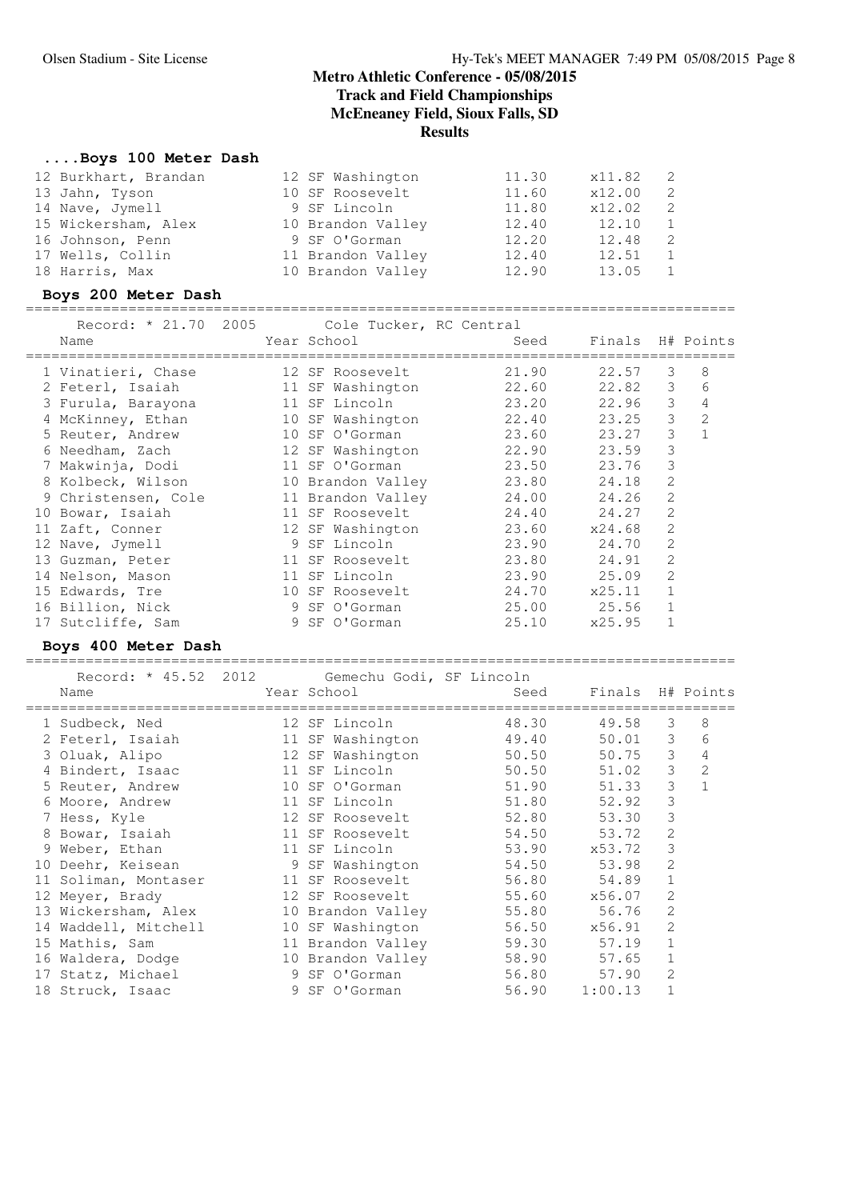# Metro Athletic Conference - 05/08/2015
## Track and Field Championships
## McEneaney Field, Sioux Falls, SD
## Results

### ....Boys 100 Meter Dash

| Place | Name | Year | School | Seed | Finals | H# | Points |
|---|---|---|---|---|---|---|---|
| 12 | Burkhart, Brandan | 12 | SF Washington | 11.30 | x11.82 | 2 | |
| 13 | Jahn, Tyson | 10 | SF Roosevelt | 11.60 | x12.00 | 2 | |
| 14 | Nave, Jymell | 9 | SF Lincoln | 11.80 | x12.02 | 2 | |
| 15 | Wickersham, Alex | 10 | Brandon Valley | 12.40 | 12.10 | 1 | |
| 16 | Johnson, Penn | 9 | SF O'Gorman | 12.20 | 12.48 | 2 | |
| 17 | Wells, Collin | 11 | Brandon Valley | 12.40 | 12.51 | 1 | |
| 18 | Harris, Max | 10 | Brandon Valley | 12.90 | 13.05 | 1 | |

### Boys 200 Meter Dash

Record: * 21.70 2005 Cole Tucker, RC Central

| Place | Name | Year | School | Seed | Finals | H# | Points |
|---|---|---|---|---|---|---|---|
| 1 | Vinatieri, Chase | 12 | SF Roosevelt | 21.90 | 22.57 | 3 | 8 |
| 2 | Feterl, Isaiah | 11 | SF Washington | 22.60 | 22.82 | 3 | 6 |
| 3 | Furula, Barayona | 11 | SF Lincoln | 23.20 | 22.96 | 3 | 4 |
| 4 | McKinney, Ethan | 10 | SF Washington | 22.40 | 23.25 | 3 | 2 |
| 5 | Reuter, Andrew | 10 | SF O'Gorman | 23.60 | 23.27 | 3 | 1 |
| 6 | Needham, Zach | 12 | SF Washington | 22.90 | 23.59 | 3 | |
| 7 | Makwinja, Dodi | 11 | SF O'Gorman | 23.50 | 23.76 | 3 | |
| 8 | Kolbeck, Wilson | 10 | Brandon Valley | 23.80 | 24.18 | 2 | |
| 9 | Christensen, Cole | 11 | Brandon Valley | 24.00 | 24.26 | 2 | |
| 10 | Bowar, Isaiah | 11 | SF Roosevelt | 24.40 | 24.27 | 2 | |
| 11 | Zaft, Conner | 12 | SF Washington | 23.60 | x24.68 | 2 | |
| 12 | Nave, Jymell | 9 | SF Lincoln | 23.90 | 24.70 | 2 | |
| 13 | Guzman, Peter | 11 | SF Roosevelt | 23.80 | 24.91 | 2 | |
| 14 | Nelson, Mason | 11 | SF Lincoln | 23.90 | 25.09 | 2 | |
| 15 | Edwards, Tre | 10 | SF Roosevelt | 24.70 | x25.11 | 1 | |
| 16 | Billion, Nick | 9 | SF O'Gorman | 25.00 | 25.56 | 1 | |
| 17 | Sutcliffe, Sam | 9 | SF O'Gorman | 25.10 | x25.95 | 1 | |

### Boys 400 Meter Dash

Record: * 45.52 2012 Gemechu Godi, SF Lincoln

| Place | Name | Year | School | Seed | Finals | H# | Points |
|---|---|---|---|---|---|---|---|
| 1 | Sudbeck, Ned | 12 | SF Lincoln | 48.30 | 49.58 | 3 | 8 |
| 2 | Feterl, Isaiah | 11 | SF Washington | 49.40 | 50.01 | 3 | 6 |
| 3 | Oluak, Alipo | 12 | SF Washington | 50.50 | 50.75 | 3 | 4 |
| 4 | Bindert, Isaac | 11 | SF Lincoln | 50.50 | 51.02 | 3 | 2 |
| 5 | Reuter, Andrew | 10 | SF O'Gorman | 51.90 | 51.33 | 3 | 1 |
| 6 | Moore, Andrew | 11 | SF Lincoln | 51.80 | 52.92 | 3 | |
| 7 | Hess, Kyle | 12 | SF Roosevelt | 52.80 | 53.30 | 3 | |
| 8 | Bowar, Isaiah | 11 | SF Roosevelt | 54.50 | 53.72 | 2 | |
| 9 | Weber, Ethan | 11 | SF Lincoln | 53.90 | x53.72 | 3 | |
| 10 | Deehr, Keisean | 9 | SF Washington | 54.50 | 53.98 | 2 | |
| 11 | Soliman, Montaser | 11 | SF Roosevelt | 56.80 | 54.89 | 1 | |
| 12 | Meyer, Brady | 12 | SF Roosevelt | 55.60 | x56.07 | 2 | |
| 13 | Wickersham, Alex | 10 | Brandon Valley | 55.80 | 56.76 | 2 | |
| 14 | Waddell, Mitchell | 10 | SF Washington | 56.50 | x56.91 | 2 | |
| 15 | Mathis, Sam | 11 | Brandon Valley | 59.30 | 57.19 | 1 | |
| 16 | Waldera, Dodge | 10 | Brandon Valley | 58.90 | 57.65 | 1 | |
| 17 | Statz, Michael | 9 | SF O'Gorman | 56.80 | 57.90 | 2 | |
| 18 | Struck, Isaac | 9 | SF O'Gorman | 56.90 | 1:00.13 | 1 | |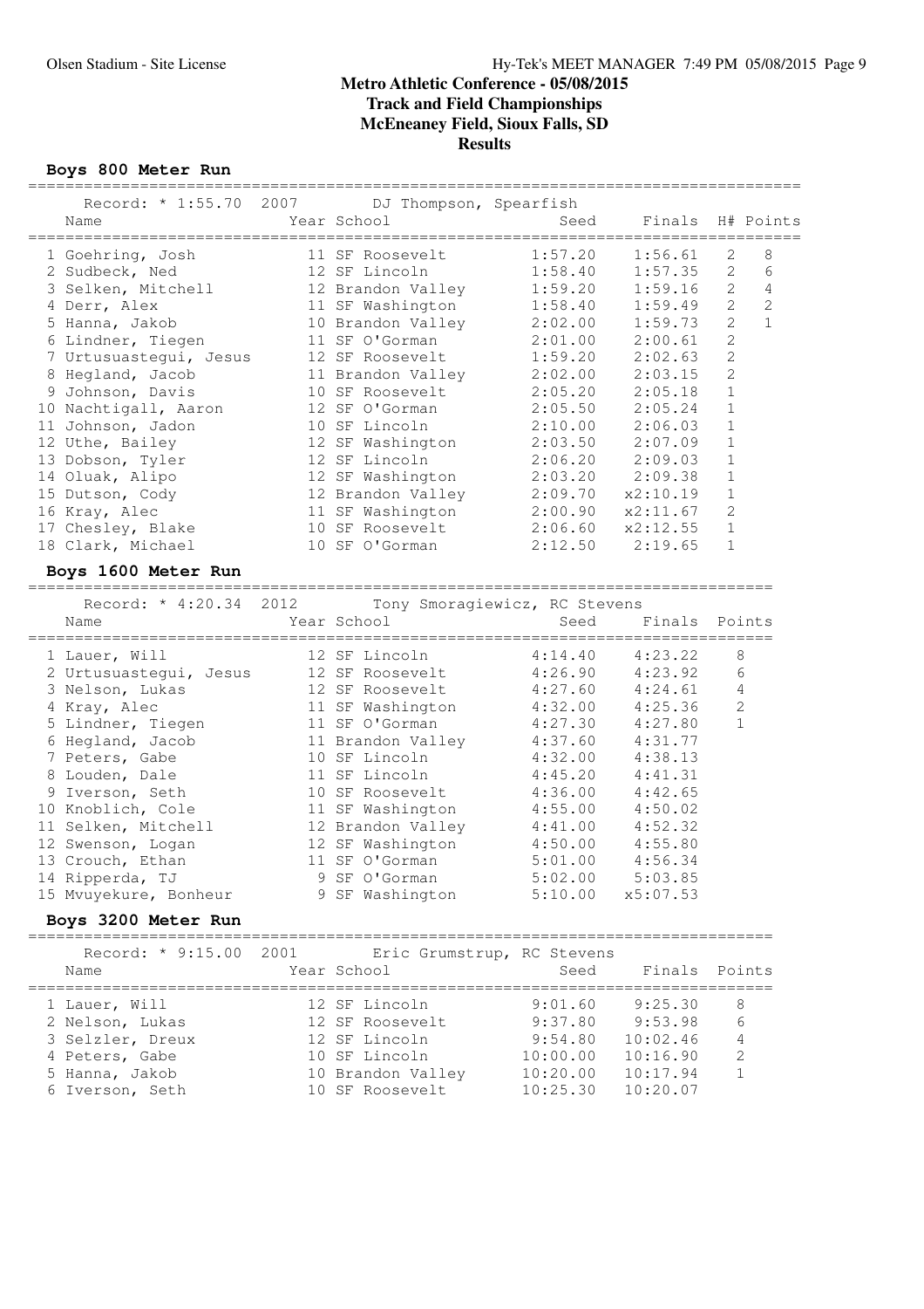# Metro Athletic Conference - 05/08/2015
## Track and Field Championships
## McEneaney Field, Sioux Falls, SD
## Results

### Boys 800 Meter Run

Record: * 1:55.70 2007 DJ Thompson, Spearfish

| Place | Name | Year | School | Seed | Finals | H# | Points |
|---|---|---|---|---|---|---|---|
| 1 | Goehring, Josh | 11 | SF Roosevelt | 1:57.20 | 1:56.61 | 2 | 8 |
| 2 | Sudbeck, Ned | 12 | SF Lincoln | 1:58.40 | 1:57.35 | 2 | 6 |
| 3 | Selken, Mitchell | 12 | Brandon Valley | 1:59.20 | 1:59.16 | 2 | 4 |
| 4 | Derr, Alex | 11 | SF Washington | 1:58.40 | 1:59.49 | 2 | 2 |
| 5 | Hanna, Jakob | 10 | Brandon Valley | 2:02.00 | 1:59.73 | 2 | 1 |
| 6 | Lindner, Tiegen | 11 | SF O'Gorman | 2:01.00 | 2:00.61 | 2 | |
| 7 | Urtusuastegui, Jesus | 12 | SF Roosevelt | 1:59.20 | 2:02.63 | 2 | |
| 8 | Hegland, Jacob | 11 | Brandon Valley | 2:02.00 | 2:03.15 | 2 | |
| 9 | Johnson, Davis | 10 | SF Roosevelt | 2:05.20 | 2:05.18 | 1 | |
| 10 | Nachtigall, Aaron | 12 | SF O'Gorman | 2:05.50 | 2:05.24 | 1 | |
| 11 | Johnson, Jadon | 10 | SF Lincoln | 2:10.00 | 2:06.03 | 1 | |
| 12 | Uthe, Bailey | 12 | SF Washington | 2:03.50 | 2:07.09 | 1 | |
| 13 | Dobson, Tyler | 12 | SF Lincoln | 2:06.20 | 2:09.03 | 1 | |
| 14 | Oluak, Alipo | 12 | SF Washington | 2:03.20 | 2:09.38 | 1 | |
| 15 | Dutson, Cody | 12 | Brandon Valley | 2:09.70 | x2:10.19 | 1 | |
| 16 | Kray, Alec | 11 | SF Washington | 2:00.90 | x2:11.67 | 2 | |
| 17 | Chesley, Blake | 10 | SF Roosevelt | 2:06.60 | x2:12.55 | 1 | |
| 18 | Clark, Michael | 10 | SF O'Gorman | 2:12.50 | 2:19.65 | 1 | |

### Boys 1600 Meter Run

Record: * 4:20.34 2012 Tony Smoragiewicz, RC Stevens

| Place | Name | Year | School | Seed | Finals | Points |
|---|---|---|---|---|---|---|
| 1 | Lauer, Will | 12 | SF Lincoln | 4:14.40 | 4:23.22 | 8 |
| 2 | Urtusuastegui, Jesus | 12 | SF Roosevelt | 4:26.90 | 4:23.92 | 6 |
| 3 | Nelson, Lukas | 12 | SF Roosevelt | 4:27.60 | 4:24.61 | 4 |
| 4 | Kray, Alec | 11 | SF Washington | 4:32.00 | 4:25.36 | 2 |
| 5 | Lindner, Tiegen | 11 | SF O'Gorman | 4:27.30 | 4:27.80 | 1 |
| 6 | Hegland, Jacob | 11 | Brandon Valley | 4:37.60 | 4:31.77 | |
| 7 | Peters, Gabe | 10 | SF Lincoln | 4:32.00 | 4:38.13 | |
| 8 | Louden, Dale | 11 | SF Lincoln | 4:45.20 | 4:41.31 | |
| 9 | Iverson, Seth | 10 | SF Roosevelt | 4:36.00 | 4:42.65 | |
| 10 | Knoblich, Cole | 11 | SF Washington | 4:55.00 | 4:50.02 | |
| 11 | Selken, Mitchell | 12 | Brandon Valley | 4:41.00 | 4:52.32 | |
| 12 | Swenson, Logan | 12 | SF Washington | 4:50.00 | 4:55.80 | |
| 13 | Crouch, Ethan | 11 | SF O'Gorman | 5:01.00 | 4:56.34 | |
| 14 | Ripperda, TJ | 9 | SF O'Gorman | 5:02.00 | 5:03.85 | |
| 15 | Mvuyekure, Bonheur | 9 | SF Washington | 5:10.00 | x5:07.53 | |

### Boys 3200 Meter Run

Record: * 9:15.00 2001 Eric Grumstrup, RC Stevens

| Place | Name | Year | School | Seed | Finals | Points |
|---|---|---|---|---|---|---|
| 1 | Lauer, Will | 12 | SF Lincoln | 9:01.60 | 9:25.30 | 8 |
| 2 | Nelson, Lukas | 12 | SF Roosevelt | 9:37.80 | 9:53.98 | 6 |
| 3 | Selzler, Dreux | 12 | SF Lincoln | 9:54.80 | 10:02.46 | 4 |
| 4 | Peters, Gabe | 10 | SF Lincoln | 10:00.00 | 10:16.90 | 2 |
| 5 | Hanna, Jakob | 10 | Brandon Valley | 10:20.00 | 10:17.94 | 1 |
| 6 | Iverson, Seth | 10 | SF Roosevelt | 10:25.30 | 10:20.07 | |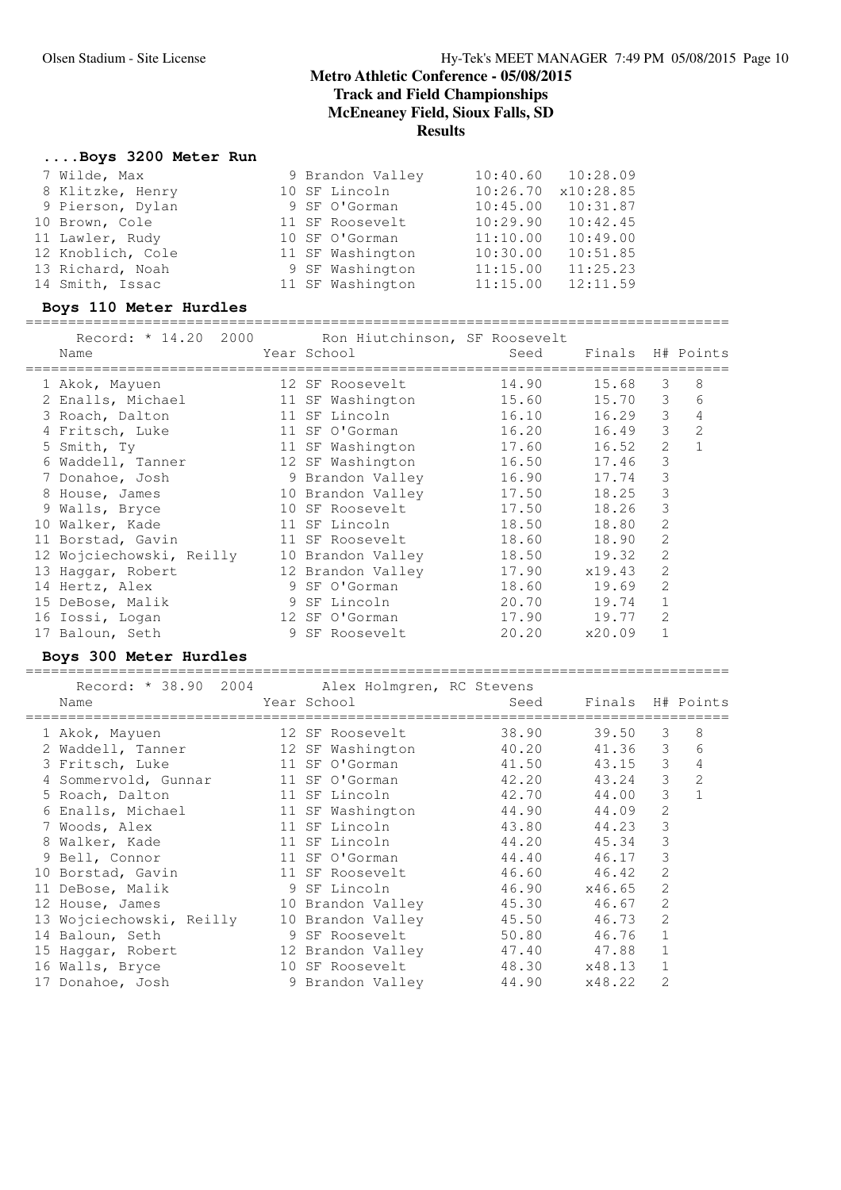# Metro Athletic Conference - 05/08/2015
## Track and Field Championships
## McEneaney Field, Sioux Falls, SD
## Results

### ....Boys 3200 Meter Run

| Place | Name | Year | School | Seed | Finals |
|---|---|---|---|---|---|
| 7 | Wilde, Max | 9 | Brandon Valley | 10:40.60 | 10:28.09 |
| 8 | Klitzke, Henry | 10 | SF Lincoln | 10:26.70 | x10:28.85 |
| 9 | Pierson, Dylan | 9 | SF O'Gorman | 10:45.00 | 10:31.87 |
| 10 | Brown, Cole | 11 | SF Roosevelt | 10:29.90 | 10:42.45 |
| 11 | Lawler, Rudy | 10 | SF O'Gorman | 11:10.00 | 10:49.00 |
| 12 | Knoblich, Cole | 11 | SF Washington | 10:30.00 | 10:51.85 |
| 13 | Richard, Noah | 9 | SF Washington | 11:15.00 | 11:25.23 |
| 14 | Smith, Issac | 11 | SF Washington | 11:15.00 | 12:11.59 |

### Boys 110 Meter Hurdles

Record: * 14.20 2000 Ron Hiutchinson, SF Roosevelt

| Place | Name | Year | School | Seed | Finals | H# | Points |
|---|---|---|---|---|---|---|---|
| 1 | Akok, Mayuen | 12 | SF Roosevelt | 14.90 | 15.68 | 3 | 8 |
| 2 | Enalls, Michael | 11 | SF Washington | 15.60 | 15.70 | 3 | 6 |
| 3 | Roach, Dalton | 11 | SF Lincoln | 16.10 | 16.29 | 3 | 4 |
| 4 | Fritsch, Luke | 11 | SF O'Gorman | 16.20 | 16.49 | 3 | 2 |
| 5 | Smith, Ty | 11 | SF Washington | 17.60 | 16.52 | 2 | 1 |
| 6 | Waddell, Tanner | 12 | SF Washington | 16.50 | 17.46 | 3 | |
| 7 | Donahoe, Josh | 9 | Brandon Valley | 16.90 | 17.74 | 3 | |
| 8 | House, James | 10 | Brandon Valley | 17.50 | 18.25 | 3 | |
| 9 | Walls, Bryce | 10 | SF Roosevelt | 17.50 | 18.26 | 3 | |
| 10 | Walker, Kade | 11 | SF Lincoln | 18.50 | 18.80 | 2 | |
| 11 | Borstad, Gavin | 11 | SF Roosevelt | 18.60 | 18.90 | 2 | |
| 12 | Wojciechowski, Reilly | 10 | Brandon Valley | 18.50 | 19.32 | 2 | |
| 13 | Haggar, Robert | 12 | Brandon Valley | 17.90 | x19.43 | 2 | |
| 14 | Hertz, Alex | 9 | SF O'Gorman | 18.60 | 19.69 | 2 | |
| 15 | DeBose, Malik | 9 | SF Lincoln | 20.70 | 19.74 | 1 | |
| 16 | Iossi, Logan | 12 | SF O'Gorman | 17.90 | 19.77 | 2 | |
| 17 | Baloun, Seth | 9 | SF Roosevelt | 20.20 | x20.09 | 1 | |

### Boys 300 Meter Hurdles

Record: * 38.90 2004 Alex Holmgren, RC Stevens

| Place | Name | Year | School | Seed | Finals | H# | Points |
|---|---|---|---|---|---|---|---|
| 1 | Akok, Mayuen | 12 | SF Roosevelt | 38.90 | 39.50 | 3 | 8 |
| 2 | Waddell, Tanner | 12 | SF Washington | 40.20 | 41.36 | 3 | 6 |
| 3 | Fritsch, Luke | 11 | SF O'Gorman | 41.50 | 43.15 | 3 | 4 |
| 4 | Sommervold, Gunnar | 11 | SF O'Gorman | 42.20 | 43.24 | 3 | 2 |
| 5 | Roach, Dalton | 11 | SF Lincoln | 42.70 | 44.00 | 3 | 1 |
| 6 | Enalls, Michael | 11 | SF Washington | 44.90 | 44.09 | 2 | |
| 7 | Woods, Alex | 11 | SF Lincoln | 43.80 | 44.23 | 3 | |
| 8 | Walker, Kade | 11 | SF Lincoln | 44.20 | 45.34 | 3 | |
| 9 | Bell, Connor | 11 | SF O'Gorman | 44.40 | 46.17 | 3 | |
| 10 | Borstad, Gavin | 11 | SF Roosevelt | 46.60 | 46.42 | 2 | |
| 11 | DeBose, Malik | 9 | SF Lincoln | 46.90 | x46.65 | 2 | |
| 12 | House, James | 10 | Brandon Valley | 45.30 | 46.67 | 2 | |
| 13 | Wojciechowski, Reilly | 10 | Brandon Valley | 45.50 | 46.73 | 2 | |
| 14 | Baloun, Seth | 9 | SF Roosevelt | 50.80 | 46.76 | 1 | |
| 15 | Haggar, Robert | 12 | Brandon Valley | 47.40 | 47.88 | 1 | |
| 16 | Walls, Bryce | 10 | SF Roosevelt | 48.30 | x48.13 | 1 | |
| 17 | Donahoe, Josh | 9 | Brandon Valley | 44.90 | x48.22 | 2 | |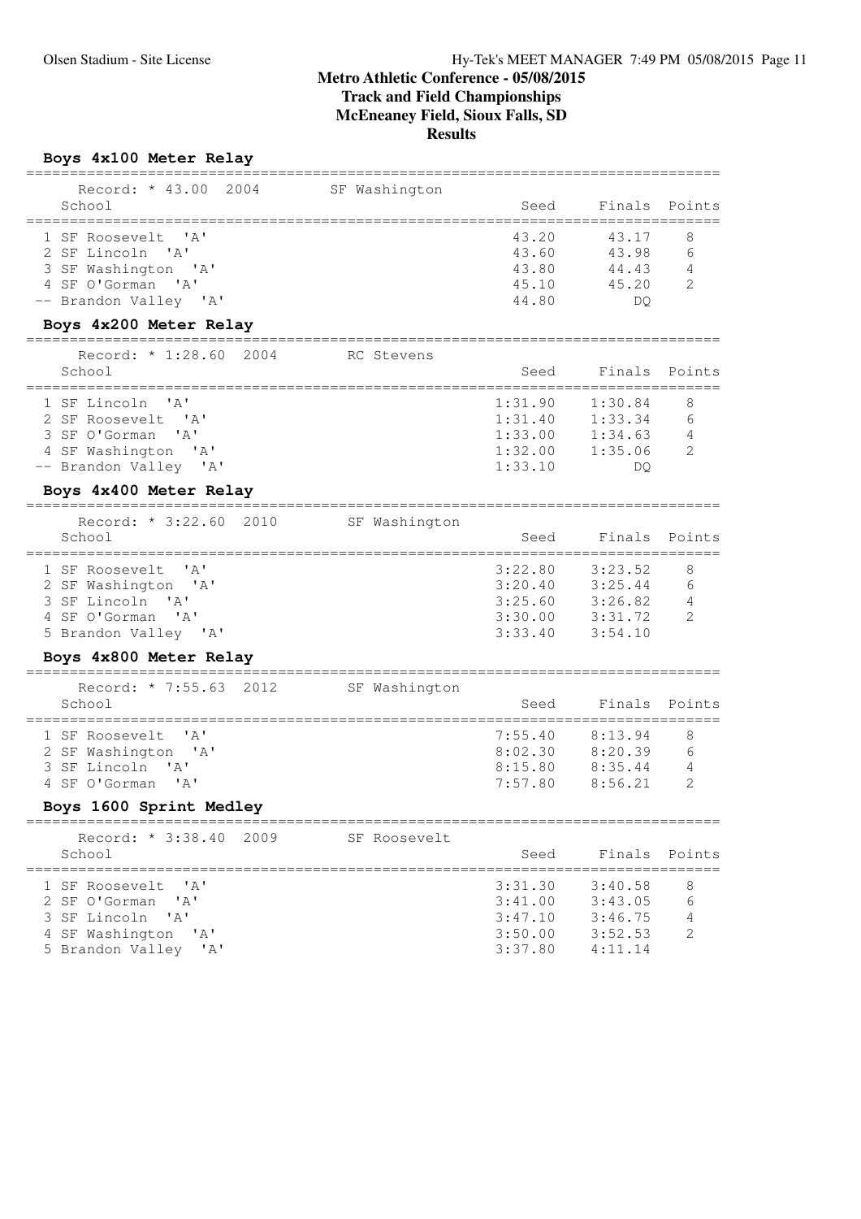# Metro Athletic Conference - 05/08/2015
## Track and Field Championships
## McEneaney Field, Sioux Falls, SD
## Results

### Boys 4x100 Meter Relay

Record: * 43.00 2004 SF Washington

| | School | Seed | Finals | Points |
|---|---|---|---|---|
| 1 | SF Roosevelt 'A' | 43.20 | 43.17 | 8 |
| 2 | SF Lincoln 'A' | 43.60 | 43.98 | 6 |
| 3 | SF Washington 'A' | 43.80 | 44.43 | 4 |
| 4 | SF O'Gorman 'A' | 45.10 | 45.20 | 2 |
| -- | Brandon Valley 'A' | 44.80 | DQ | |

### Boys 4x200 Meter Relay

Record: * 1:28.60 2004 RC Stevens

| | School | Seed | Finals | Points |
|---|---|---|---|---|
| 1 | SF Lincoln 'A' | 1:31.90 | 1:30.84 | 8 |
| 2 | SF Roosevelt 'A' | 1:31.40 | 1:33.34 | 6 |
| 3 | SF O'Gorman 'A' | 1:33.00 | 1:34.63 | 4 |
| 4 | SF Washington 'A' | 1:32.00 | 1:35.06 | 2 |
| -- | Brandon Valley 'A' | 1:33.10 | DQ | |

### Boys 4x400 Meter Relay

Record: * 3:22.60 2010 SF Washington

| | School | Seed | Finals | Points |
|---|---|---|---|---|
| 1 | SF Roosevelt 'A' | 3:22.80 | 3:23.52 | 8 |
| 2 | SF Washington 'A' | 3:20.40 | 3:25.44 | 6 |
| 3 | SF Lincoln 'A' | 3:25.60 | 3:26.82 | 4 |
| 4 | SF O'Gorman 'A' | 3:30.00 | 3:31.72 | 2 |
| 5 | Brandon Valley 'A' | 3:33.40 | 3:54.10 | |

### Boys 4x800 Meter Relay

Record: * 7:55.63 2012 SF Washington

| | School | Seed | Finals | Points |
|---|---|---|---|---|
| 1 | SF Roosevelt 'A' | 7:55.40 | 8:13.94 | 8 |
| 2 | SF Washington 'A' | 8:02.30 | 8:20.39 | 6 |
| 3 | SF Lincoln 'A' | 8:15.80 | 8:35.44 | 4 |
| 4 | SF O'Gorman 'A' | 7:57.80 | 8:56.21 | 2 |

### Boys 1600 Sprint Medley

Record: * 3:38.40 2009 SF Roosevelt

| | School | Seed | Finals | Points |
|---|---|---|---|---|
| 1 | SF Roosevelt 'A' | 3:31.30 | 3:40.58 | 8 |
| 2 | SF O'Gorman 'A' | 3:41.00 | 3:43.05 | 6 |
| 3 | SF Lincoln 'A' | 3:47.10 | 3:46.75 | 4 |
| 4 | SF Washington 'A' | 3:50.00 | 3:52.53 | 2 |
| 5 | Brandon Valley 'A' | 3:37.80 | 4:11.14 | |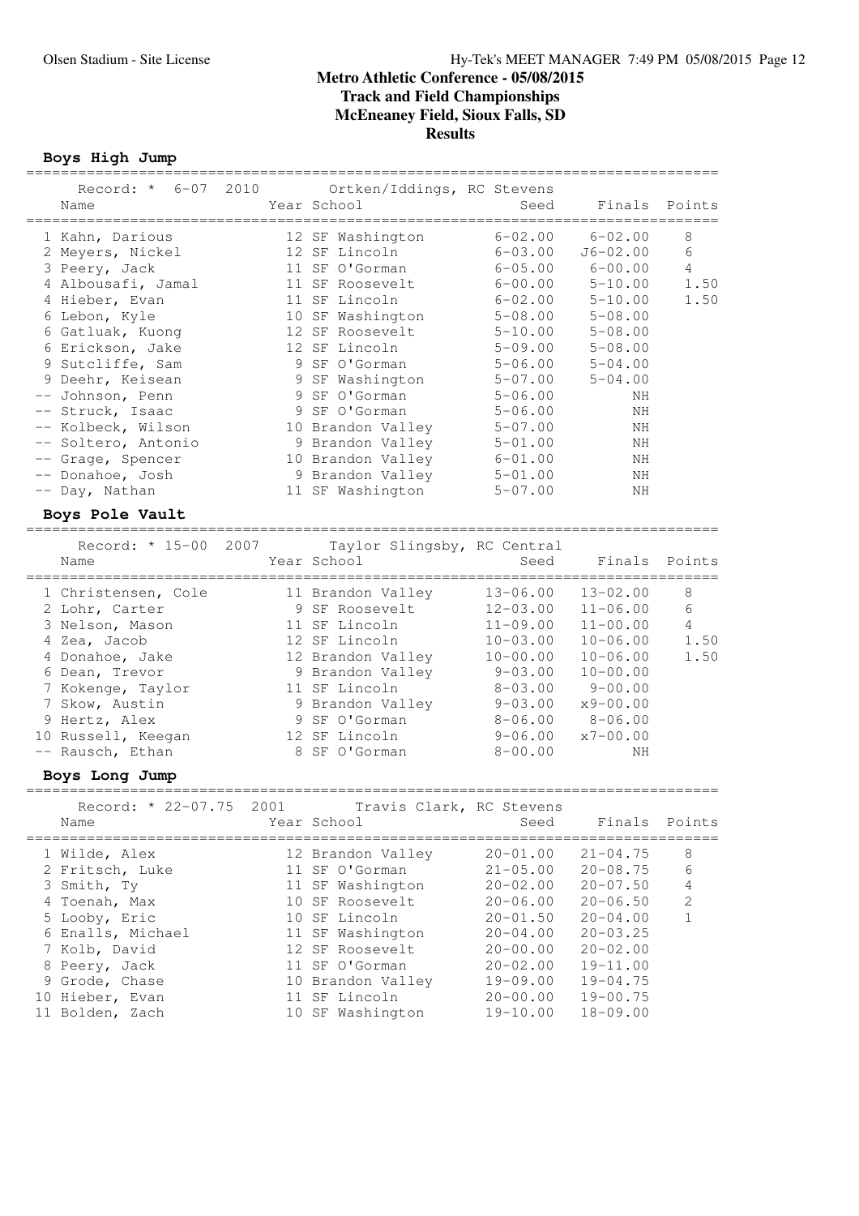# Metro Athletic Conference - 05/08/2015

## Track and Field Championships

## McEneaney Field, Sioux Falls, SD

## Results

### Boys High Jump

Record: * 6-07 2010 Ortken/Iddings, RC Stevens

| Name | Year | School | Seed | Finals | Points |
|---|---|---|---|---|---|
| 1 Kahn, Darious | 12 | SF Washington | 6-02.00 | 6-02.00 | 8 |
| 2 Meyers, Nickel | 12 | SF Lincoln | 6-03.00 | J6-02.00 | 6 |
| 3 Peery, Jack | 11 | SF O'Gorman | 6-05.00 | 6-00.00 | 4 |
| 4 Albousafi, Jamal | 11 | SF Roosevelt | 6-00.00 | 5-10.00 | 1.50 |
| 4 Hieber, Evan | 11 | SF Lincoln | 6-02.00 | 5-10.00 | 1.50 |
| 6 Lebon, Kyle | 10 | SF Washington | 5-08.00 | 5-08.00 | |
| 6 Gatluak, Kuong | 12 | SF Roosevelt | 5-10.00 | 5-08.00 | |
| 6 Erickson, Jake | 12 | SF Lincoln | 5-09.00 | 5-08.00 | |
| 9 Sutcliffe, Sam | 9 | SF O'Gorman | 5-06.00 | 5-04.00 | |
| 9 Deehr, Keisean | 9 | SF Washington | 5-07.00 | 5-04.00 | |
| -- Johnson, Penn | 9 | SF O'Gorman | 5-06.00 | NH | |
| -- Struck, Isaac | 9 | SF O'Gorman | 5-06.00 | NH | |
| -- Kolbeck, Wilson | 10 | Brandon Valley | 5-07.00 | NH | |
| -- Soltero, Antonio | 9 | Brandon Valley | 5-01.00 | NH | |
| -- Grage, Spencer | 10 | Brandon Valley | 6-01.00 | NH | |
| -- Donahoe, Josh | 9 | Brandon Valley | 5-01.00 | NH | |
| -- Day, Nathan | 11 | SF Washington | 5-07.00 | NH | |

### Boys Pole Vault

Record: * 15-00 2007 Taylor Slingsby, RC Central

| Name | Year | School | Seed | Finals | Points |
|---|---|---|---|---|---|
| 1 Christensen, Cole | 11 | Brandon Valley | 13-06.00 | 13-02.00 | 8 |
| 2 Lohr, Carter | 9 | SF Roosevelt | 12-03.00 | 11-06.00 | 6 |
| 3 Nelson, Mason | 11 | SF Lincoln | 11-09.00 | 11-00.00 | 4 |
| 4 Zea, Jacob | 12 | SF Lincoln | 10-03.00 | 10-06.00 | 1.50 |
| 4 Donahoe, Jake | 12 | Brandon Valley | 10-00.00 | 10-06.00 | 1.50 |
| 6 Dean, Trevor | 9 | Brandon Valley | 9-03.00 | 10-00.00 | |
| 7 Kokenge, Taylor | 11 | SF Lincoln | 8-03.00 | 9-00.00 | |
| 7 Skow, Austin | 9 | Brandon Valley | 9-03.00 | x9-00.00 | |
| 9 Hertz, Alex | 9 | SF O'Gorman | 8-06.00 | 8-06.00 | |
| 10 Russell, Keegan | 12 | SF Lincoln | 9-06.00 | x7-00.00 | |
| -- Rausch, Ethan | 8 | SF O'Gorman | 8-00.00 | NH | |

### Boys Long Jump

Record: * 22-07.75 2001 Travis Clark, RC Stevens

| Name | Year | School | Seed | Finals | Points |
|---|---|---|---|---|---|
| 1 Wilde, Alex | 12 | Brandon Valley | 20-01.00 | 21-04.75 | 8 |
| 2 Fritsch, Luke | 11 | SF O'Gorman | 21-05.00 | 20-08.75 | 6 |
| 3 Smith, Ty | 11 | SF Washington | 20-02.00 | 20-07.50 | 4 |
| 4 Toenah, Max | 10 | SF Roosevelt | 20-06.00 | 20-06.50 | 2 |
| 5 Looby, Eric | 10 | SF Lincoln | 20-01.50 | 20-04.00 | 1 |
| 6 Enalls, Michael | 11 | SF Washington | 20-04.00 | 20-03.25 | |
| 7 Kolb, David | 12 | SF Roosevelt | 20-00.00 | 20-02.00 | |
| 8 Peery, Jack | 11 | SF O'Gorman | 20-02.00 | 19-11.00 | |
| 9 Grode, Chase | 10 | Brandon Valley | 19-09.00 | 19-04.75 | |
| 10 Hieber, Evan | 11 | SF Lincoln | 20-00.00 | 19-00.75 | |
| 11 Bolden, Zach | 10 | SF Washington | 19-10.00 | 18-09.00 | |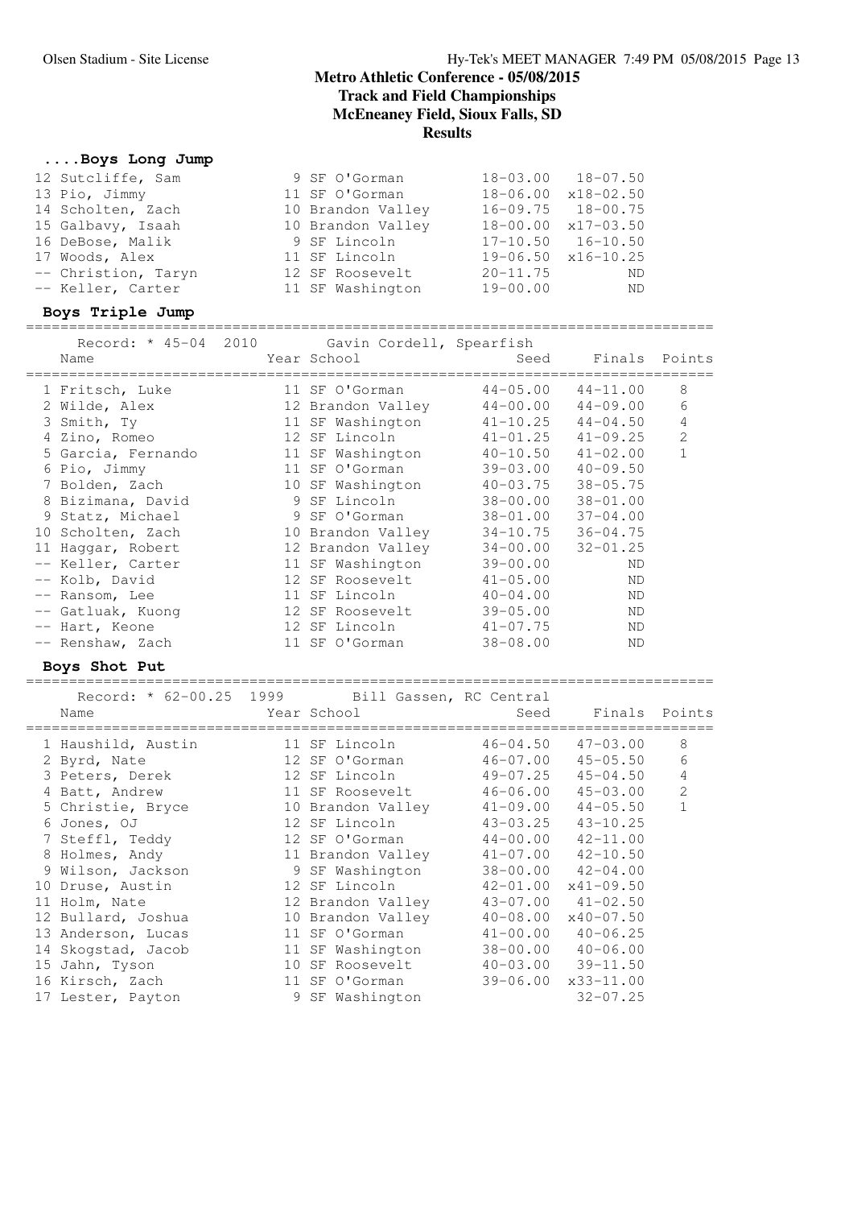# Metro Athletic Conference - 05/08/2015
## Track and Field Championships
### McEneaney Field, Sioux Falls, SD
### Results

### ....Boys Long Jump

| Place | Name | Year | School | Seed | Finals |
|---|---|---|---|---|---|
| 12 | Sutcliffe, Sam | 9 | SF O'Gorman | 18-03.00 | 18-07.50 |
| 13 | Pio, Jimmy | 11 | SF O'Gorman | 18-06.00 | x18-02.50 |
| 14 | Scholten, Zach | 10 | Brandon Valley | 16-09.75 | 18-00.75 |
| 15 | Galbavy, Isaah | 10 | Brandon Valley | 18-00.00 | x17-03.50 |
| 16 | DeBose, Malik | 9 | SF Lincoln | 17-10.50 | 16-10.50 |
| 17 | Woods, Alex | 11 | SF Lincoln | 19-06.50 | x16-10.25 |
| -- | Christion, Taryn | 12 | SF Roosevelt | 20-11.75 | ND |
| -- | Keller, Carter | 11 | SF Washington | 19-00.00 | ND |

### Boys Triple Jump

Record: * 45-04 2010 Gavin Cordell, Spearfish

| Place | Name | Year | School | Seed | Finals | Points |
|---|---|---|---|---|---|---|
| 1 | Fritsch, Luke | 11 | SF O'Gorman | 44-05.00 | 44-11.00 | 8 |
| 2 | Wilde, Alex | 12 | Brandon Valley | 44-00.00 | 44-09.00 | 6 |
| 3 | Smith, Ty | 11 | SF Washington | 41-10.25 | 44-04.50 | 4 |
| 4 | Zino, Romeo | 12 | SF Lincoln | 41-01.25 | 41-09.25 | 2 |
| 5 | Garcia, Fernando | 11 | SF Washington | 40-10.50 | 41-02.00 | 1 |
| 6 | Pio, Jimmy | 11 | SF O'Gorman | 39-03.00 | 40-09.50 | |
| 7 | Bolden, Zach | 10 | SF Washington | 40-03.75 | 38-05.75 | |
| 8 | Bizimana, David | 9 | SF Lincoln | 38-00.00 | 38-01.00 | |
| 9 | Statz, Michael | 9 | SF O'Gorman | 38-01.00 | 37-04.00 | |
| 10 | Scholten, Zach | 10 | Brandon Valley | 34-10.75 | 36-04.75 | |
| 11 | Haggar, Robert | 12 | Brandon Valley | 34-00.00 | 32-01.25 | |
| -- | Keller, Carter | 11 | SF Washington | 39-00.00 | ND | |
| -- | Kolb, David | 12 | SF Roosevelt | 41-05.00 | ND | |
| -- | Ransom, Lee | 11 | SF Lincoln | 40-04.00 | ND | |
| -- | Gatluak, Kuong | 12 | SF Roosevelt | 39-05.00 | ND | |
| -- | Hart, Keone | 12 | SF Lincoln | 41-07.75 | ND | |
| -- | Renshaw, Zach | 11 | SF O'Gorman | 38-08.00 | ND | |

### Boys Shot Put

Record: * 62-00.25 1999 Bill Gassen, RC Central

| Place | Name | Year | School | Seed | Finals | Points |
|---|---|---|---|---|---|---|
| 1 | Haushild, Austin | 11 | SF Lincoln | 46-04.50 | 47-03.00 | 8 |
| 2 | Byrd, Nate | 12 | SF O'Gorman | 46-07.00 | 45-05.50 | 6 |
| 3 | Peters, Derek | 12 | SF Lincoln | 49-07.25 | 45-04.50 | 4 |
| 4 | Batt, Andrew | 11 | SF Roosevelt | 46-06.00 | 45-03.00 | 2 |
| 5 | Christie, Bryce | 10 | Brandon Valley | 41-09.00 | 44-05.50 | 1 |
| 6 | Jones, OJ | 12 | SF Lincoln | 43-03.25 | 43-10.25 | |
| 7 | Steffl, Teddy | 12 | SF O'Gorman | 44-00.00 | 42-11.00 | |
| 8 | Holmes, Andy | 11 | Brandon Valley | 41-07.00 | 42-10.50 | |
| 9 | Wilson, Jackson | 9 | SF Washington | 38-00.00 | 42-04.00 | |
| 10 | Druse, Austin | 12 | SF Lincoln | 42-01.00 | x41-09.50 | |
| 11 | Holm, Nate | 12 | Brandon Valley | 43-07.00 | 41-02.50 | |
| 12 | Bullard, Joshua | 10 | Brandon Valley | 40-08.00 | x40-07.50 | |
| 13 | Anderson, Lucas | 11 | SF O'Gorman | 41-00.00 | 40-06.25 | |
| 14 | Skogstad, Jacob | 11 | SF Washington | 38-00.00 | 40-06.00 | |
| 15 | Jahn, Tyson | 10 | SF Roosevelt | 40-03.00 | 39-11.50 | |
| 16 | Kirsch, Zach | 11 | SF O'Gorman | 39-06.00 | x33-11.00 | |
| 17 | Lester, Payton | 9 | SF Washington | | 32-07.25 | |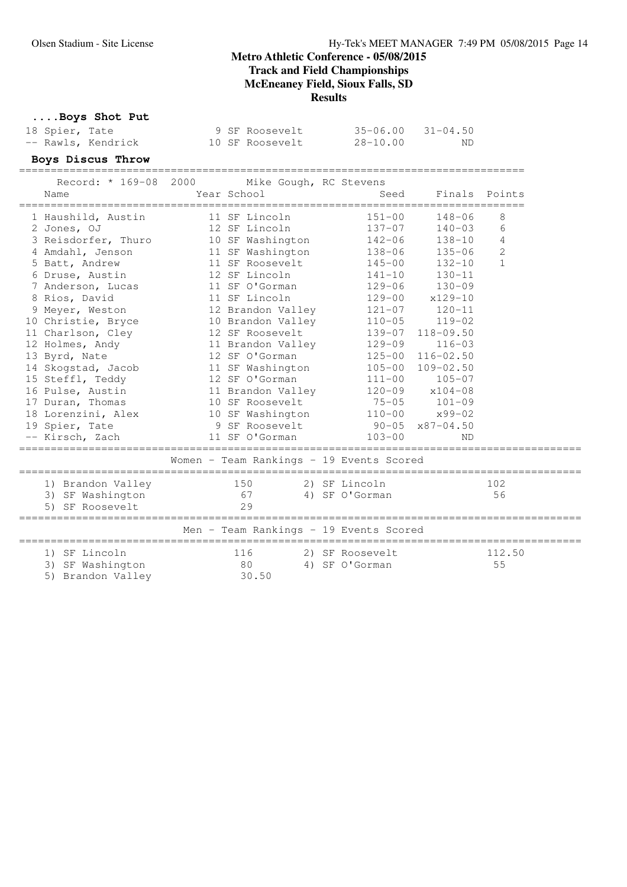## Metro Athletic Conference - 05/08/2015
## Track and Field Championships
## McEneaney Field, Sioux Falls, SD
## Results

### ....Boys Shot Put

| | | | | | | |
|---|---|---|---|---|---|---|
| 18 | Spier, Tate | 9 | SF Roosevelt | 35-06.00 | 31-04.50 | |
| -- | Rawls, Kendrick | 10 | SF Roosevelt | 28-10.00 | ND | |

### Boys Discus Throw

Record: * 169-08 2000 Mike Gough, RC Stevens

| | Name | Year | School | Seed | Finals | Points |
|---|---|---|---|---|---|---|
| 1 | Haushild, Austin | 11 | SF Lincoln | 151-00 | 148-06 | 8 |
| 2 | Jones, OJ | 12 | SF Lincoln | 137-07 | 140-03 | 6 |
| 3 | Reisdorfer, Thuro | 10 | SF Washington | 142-06 | 138-10 | 4 |
| 4 | Amdahl, Jenson | 11 | SF Washington | 138-06 | 135-06 | 2 |
| 5 | Batt, Andrew | 11 | SF Roosevelt | 145-00 | 132-10 | 1 |
| 6 | Druse, Austin | 12 | SF Lincoln | 141-10 | 130-11 | |
| 7 | Anderson, Lucas | 11 | SF O'Gorman | 129-06 | 130-09 | |
| 8 | Rios, David | 11 | SF Lincoln | 129-00 | x129-10 | |
| 9 | Meyer, Weston | 12 | Brandon Valley | 121-07 | 120-11 | |
| 10 | Christie, Bryce | 10 | Brandon Valley | 110-05 | 119-02 | |
| 11 | Charlson, Cley | 12 | SF Roosevelt | 139-07 | 118-09.50 | |
| 12 | Holmes, Andy | 11 | Brandon Valley | 129-09 | 116-03 | |
| 13 | Byrd, Nate | 12 | SF O'Gorman | 125-00 | 116-02.50 | |
| 14 | Skogstad, Jacob | 11 | SF Washington | 105-00 | 109-02.50 | |
| 15 | Steffl, Teddy | 12 | SF O'Gorman | 111-00 | 105-07 | |
| 16 | Pulse, Austin | 11 | Brandon Valley | 120-09 | x104-08 | |
| 17 | Duran, Thomas | 10 | SF Roosevelt | 75-05 | 101-09 | |
| 18 | Lorenzini, Alex | 10 | SF Washington | 110-00 | x99-02 | |
| 19 | Spier, Tate | 9 | SF Roosevelt | 90-05 | x87-04.50 | |
| -- | Kirsch, Zach | 11 | SF O'Gorman | 103-00 | ND | |

### Women - Team Rankings - 19 Events Scored

| | | | |
|---|---|---|---|
| 1) Brandon Valley | 150 | 2) SF Lincoln | 102 |
| 3) SF Washington | 67 | 4) SF O'Gorman | 56 |
| 5) SF Roosevelt | 29 | | |

### Men - Team Rankings - 19 Events Scored

| | | | |
|---|---|---|---|
| 1) SF Lincoln | 116 | 2) SF Roosevelt | 112.50 |
| 3) SF Washington | 80 | 4) SF O'Gorman | 55 |
| 5) Brandon Valley | 30.50 | | |